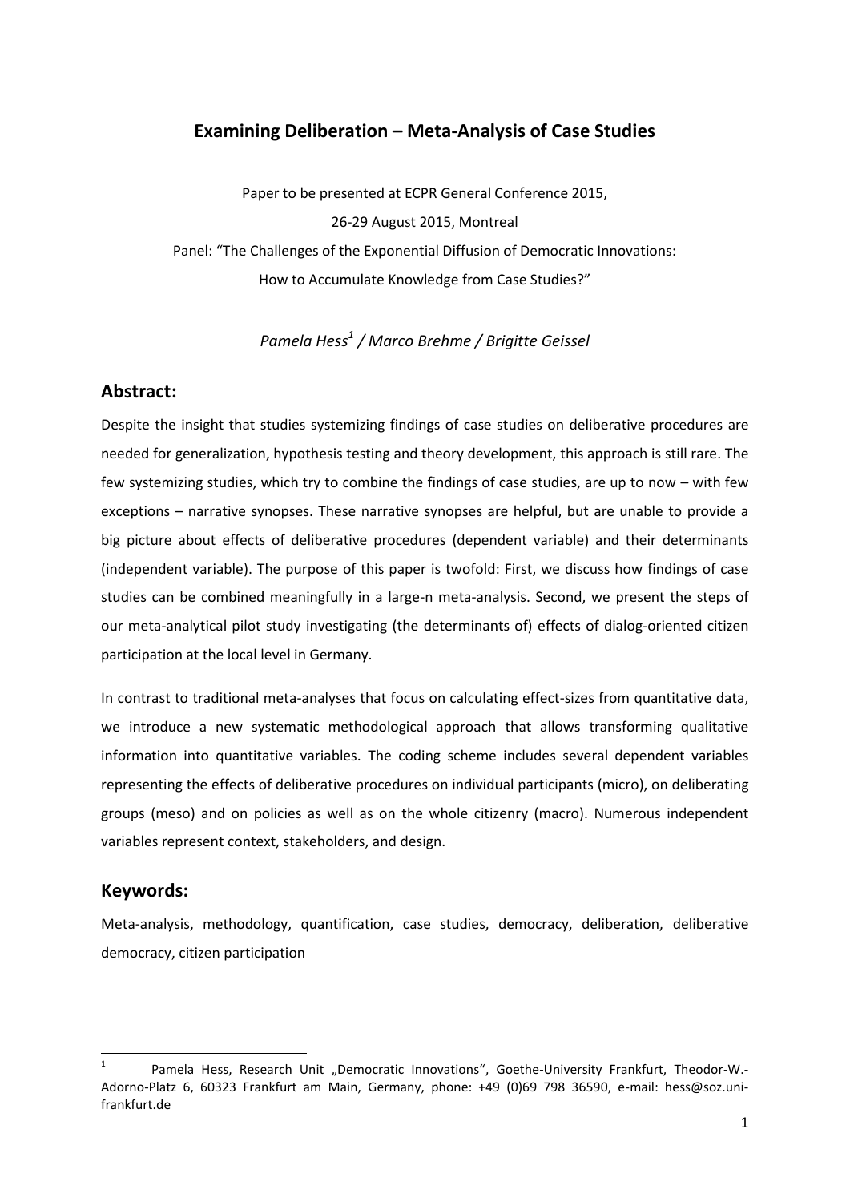# Examining Deliberation – Meta-Analysis of Case Studies

Paper to be presented at ECPR General Conference 2015,

26-29 August 2015, Montreal

Panel: "The Challenges of the Exponential Diffusion of Democratic Innovations:
How to Accumulate Knowledge from Case Studies?"

*Pamela Hess[1] / Marco Brehme / Brigitte Geissel*

## Abstract:

Despite the insight that studies systemizing findings of case studies on deliberative procedures are needed for generalization, hypothesis testing and theory development, this approach is still rare. The few systemizing studies, which try to combine the findings of case studies, are up to now – with few exceptions – narrative synopses. These narrative synopses are helpful, but are unable to provide a big picture about effects of deliberative procedures (dependent variable) and their determinants (independent variable). The purpose of this paper is twofold: First, we discuss how findings of case studies can be combined meaningfully in a large-n meta-analysis. Second, we present the steps of our meta-analytical pilot study investigating (the determinants of) effects of dialog-oriented citizen participation at the local level in Germany.

In contrast to traditional meta-analyses that focus on calculating effect-sizes from quantitative data, we introduce a new systematic methodological approach that allows transforming qualitative information into quantitative variables. The coding scheme includes several dependent variables representing the effects of deliberative procedures on individual participants (micro), on deliberating groups (meso) and on policies as well as on the whole citizenry (macro). Numerous independent variables represent context, stakeholders, and design.

## Keywords:

Meta-analysis, methodology, quantification, case studies, democracy, deliberation, deliberative democracy, citizen participation

---

[1] Pamela Hess, Research Unit „Democratic Innovations", Goethe-University Frankfurt, Theodor-W.-Adorno-Platz 6, 60323 Frankfurt am Main, Germany, phone: +49 (0)69 798 36590, e-mail: hess@soz.uni-frankfurt.de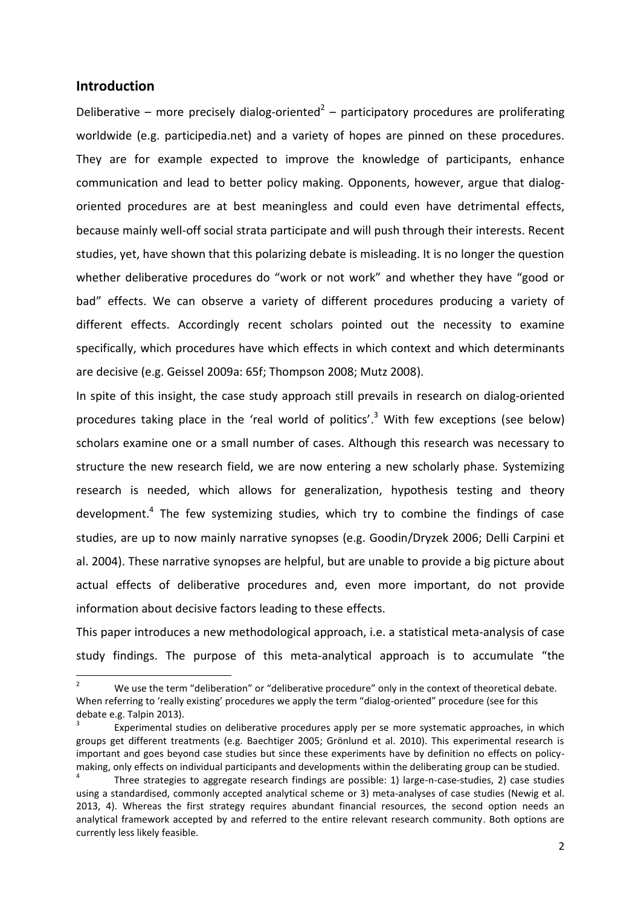## Introduction

Deliberative – more precisely dialog-oriented[2] – participatory procedures are proliferating worldwide (e.g. participedia.net) and a variety of hopes are pinned on these procedures. They are for example expected to improve the knowledge of participants, enhance communication and lead to better policy making. Opponents, however, argue that dialog-oriented procedures are at best meaningless and could even have detrimental effects, because mainly well-off social strata participate and will push through their interests. Recent studies, yet, have shown that this polarizing debate is misleading. It is no longer the question whether deliberative procedures do "work or not work" and whether they have "good or bad" effects. We can observe a variety of different procedures producing a variety of different effects. Accordingly recent scholars pointed out the necessity to examine specifically, which procedures have which effects in which context and which determinants are decisive (e.g. Geissel 2009a: 65f; Thompson 2008; Mutz 2008).

In spite of this insight, the case study approach still prevails in research on dialog-oriented procedures taking place in the 'real world of politics'.[3] With few exceptions (see below) scholars examine one or a small number of cases. Although this research was necessary to structure the new research field, we are now entering a new scholarly phase. Systemizing research is needed, which allows for generalization, hypothesis testing and theory development.[4] The few systemizing studies, which try to combine the findings of case studies, are up to now mainly narrative synopses (e.g. Goodin/Dryzek 2006; Delli Carpini et al. 2004). These narrative synopses are helpful, but are unable to provide a big picture about actual effects of deliberative procedures and, even more important, do not provide information about decisive factors leading to these effects.

This paper introduces a new methodological approach, i.e. a statistical meta-analysis of case study findings. The purpose of this meta-analytical approach is to accumulate "the

---

[2] We use the term "deliberation" or "deliberative procedure" only in the context of theoretical debate. When referring to 'really existing' procedures we apply the term "dialog-oriented" procedure (see for this debate e.g. Talpin 2013).

[3] Experimental studies on deliberative procedures apply per se more systematic approaches, in which groups get different treatments (e.g. Baechtiger 2005; Grönlund et al. 2010). This experimental research is important and goes beyond case studies but since these experiments have by definition no effects on policy-making, only effects on individual participants and developments within the deliberating group can be studied.

[4] Three strategies to aggregate research findings are possible: 1) large-n-case-studies, 2) case studies using a standardised, commonly accepted analytical scheme or 3) meta-analyses of case studies (Newig et al. 2013, 4). Whereas the first strategy requires abundant financial resources, the second option needs an analytical framework accepted by and referred to the entire relevant research community. Both options are currently less likely feasible.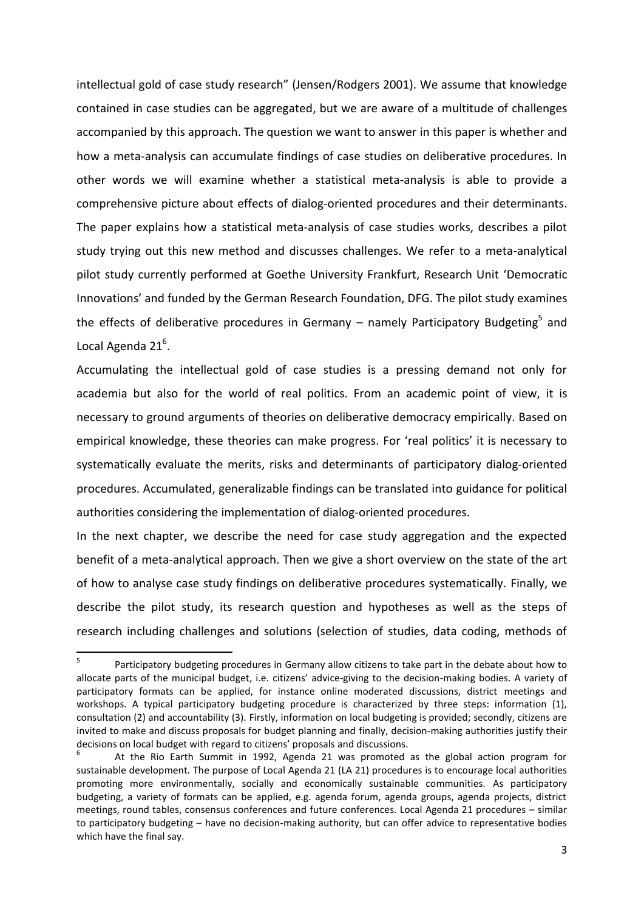intellectual gold of case study research" (Jensen/Rodgers 2001). We assume that knowledge contained in case studies can be aggregated, but we are aware of a multitude of challenges accompanied by this approach. The question we want to answer in this paper is whether and how a meta-analysis can accumulate findings of case studies on deliberative procedures. In other words we will examine whether a statistical meta-analysis is able to provide a comprehensive picture about effects of dialog-oriented procedures and their determinants. The paper explains how a statistical meta-analysis of case studies works, describes a pilot study trying out this new method and discusses challenges. We refer to a meta-analytical pilot study currently performed at Goethe University Frankfurt, Research Unit 'Democratic Innovations' and funded by the German Research Foundation, DFG. The pilot study examines the effects of deliberative procedures in Germany – namely Participatory Budgeting[5] and Local Agenda 21[6].

Accumulating the intellectual gold of case studies is a pressing demand not only for academia but also for the world of real politics. From an academic point of view, it is necessary to ground arguments of theories on deliberative democracy empirically. Based on empirical knowledge, these theories can make progress. For 'real politics' it is necessary to systematically evaluate the merits, risks and determinants of participatory dialog-oriented procedures. Accumulated, generalizable findings can be translated into guidance for political authorities considering the implementation of dialog-oriented procedures.

In the next chapter, we describe the need for case study aggregation and the expected benefit of a meta-analytical approach. Then we give a short overview on the state of the art of how to analyse case study findings on deliberative procedures systematically. Finally, we describe the pilot study, its research question and hypotheses as well as the steps of research including challenges and solutions (selection of studies, data coding, methods of

---

[5] Participatory budgeting procedures in Germany allow citizens to take part in the debate about how to allocate parts of the municipal budget, i.e. citizens' advice-giving to the decision-making bodies. A variety of participatory formats can be applied, for instance online moderated discussions, district meetings and workshops. A typical participatory budgeting procedure is characterized by three steps: information (1), consultation (2) and accountability (3). Firstly, information on local budgeting is provided; secondly, citizens are invited to make and discuss proposals for budget planning and finally, decision-making authorities justify their decisions on local budget with regard to citizens' proposals and discussions.

[6] At the Rio Earth Summit in 1992, Agenda 21 was promoted as the global action program for sustainable development. The purpose of Local Agenda 21 (LA 21) procedures is to encourage local authorities promoting more environmentally, socially and economically sustainable communities. As participatory budgeting, a variety of formats can be applied, e.g. agenda forum, agenda groups, agenda projects, district meetings, round tables, consensus conferences and future conferences. Local Agenda 21 procedures – similar to participatory budgeting – have no decision-making authority, but can offer advice to representative bodies which have the final say.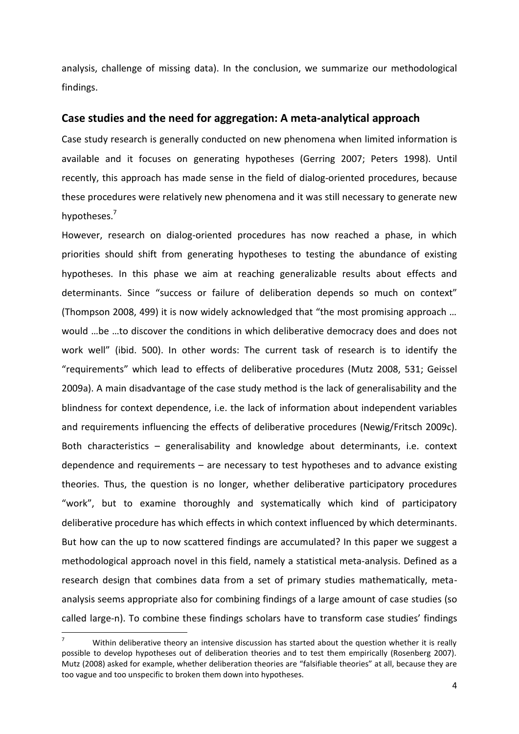analysis, challenge of missing data). In the conclusion, we summarize our methodological findings.

## Case studies and the need for aggregation: A meta-analytical approach

Case study research is generally conducted on new phenomena when limited information is available and it focuses on generating hypotheses (Gerring 2007; Peters 1998). Until recently, this approach has made sense in the field of dialog-oriented procedures, because these procedures were relatively new phenomena and it was still necessary to generate new hypotheses.[7]

However, research on dialog-oriented procedures has now reached a phase, in which priorities should shift from generating hypotheses to testing the abundance of existing hypotheses. In this phase we aim at reaching generalizable results about effects and determinants. Since "success or failure of deliberation depends so much on context" (Thompson 2008, 499) it is now widely acknowledged that "the most promising approach … would …be …to discover the conditions in which deliberative democracy does and does not work well" (ibid. 500). In other words: The current task of research is to identify the "requirements" which lead to effects of deliberative procedures (Mutz 2008, 531; Geissel 2009a). A main disadvantage of the case study method is the lack of generalisability and the blindness for context dependence, i.e. the lack of information about independent variables and requirements influencing the effects of deliberative procedures (Newig/Fritsch 2009c). Both characteristics – generalisability and knowledge about determinants, i.e. context dependence and requirements – are necessary to test hypotheses and to advance existing theories. Thus, the question is no longer, whether deliberative participatory procedures "work", but to examine thoroughly and systematically which kind of participatory deliberative procedure has which effects in which context influenced by which determinants. But how can the up to now scattered findings are accumulated? In this paper we suggest a methodological approach novel in this field, namely a statistical meta-analysis. Defined as a research design that combines data from a set of primary studies mathematically, meta-analysis seems appropriate also for combining findings of a large amount of case studies (so called large-n). To combine these findings scholars have to transform case studies' findings

---

[7] Within deliberative theory an intensive discussion has started about the question whether it is really possible to develop hypotheses out of deliberation theories and to test them empirically (Rosenberg 2007). Mutz (2008) asked for example, whether deliberation theories are "falsifiable theories" at all, because they are too vague and too unspecific to broken them down into hypotheses.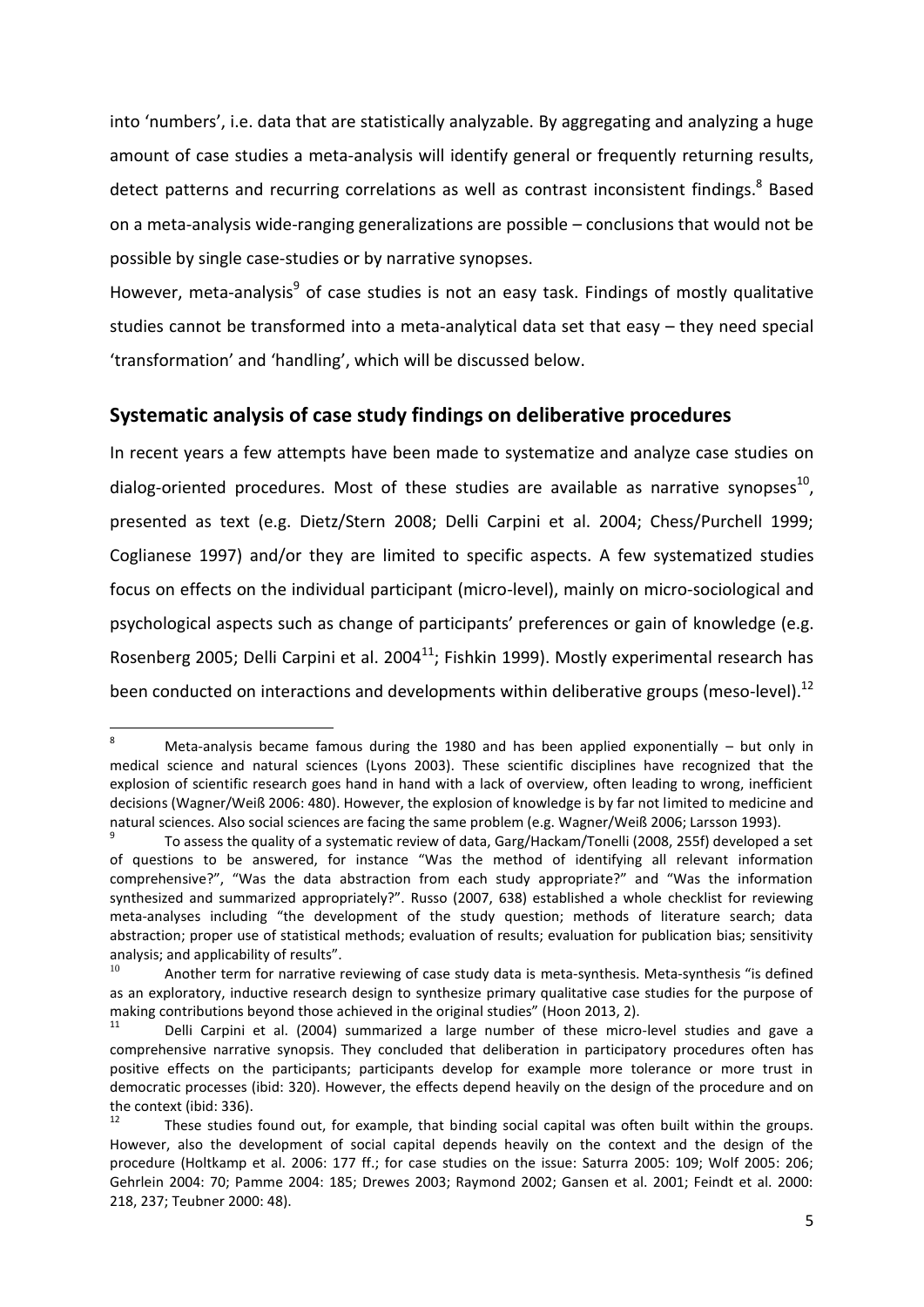into 'numbers', i.e. data that are statistically analyzable. By aggregating and analyzing a huge amount of case studies a meta-analysis will identify general or frequently returning results, detect patterns and recurring correlations as well as contrast inconsistent findings.[8] Based on a meta-analysis wide-ranging generalizations are possible – conclusions that would not be possible by single case-studies or by narrative synopses.

However, meta-analysis[9] of case studies is not an easy task. Findings of mostly qualitative studies cannot be transformed into a meta-analytical data set that easy – they need special 'transformation' and 'handling', which will be discussed below.

## Systematic analysis of case study findings on deliberative procedures

In recent years a few attempts have been made to systematize and analyze case studies on dialog-oriented procedures. Most of these studies are available as narrative synopses[10], presented as text (e.g. Dietz/Stern 2008; Delli Carpini et al. 2004; Chess/Purchell 1999; Coglianese 1997) and/or they are limited to specific aspects. A few systematized studies focus on effects on the individual participant (micro-level), mainly on micro-sociological and psychological aspects such as change of participants' preferences or gain of knowledge (e.g. Rosenberg 2005; Delli Carpini et al. 2004[11]; Fishkin 1999). Mostly experimental research has been conducted on interactions and developments within deliberative groups (meso-level).[12]

---

[8] Meta-analysis became famous during the 1980 and has been applied exponentially – but only in medical science and natural sciences (Lyons 2003). These scientific disciplines have recognized that the explosion of scientific research goes hand in hand with a lack of overview, often leading to wrong, inefficient decisions (Wagner/Weiß 2006: 480). However, the explosion of knowledge is by far not limited to medicine and natural sciences. Also social sciences are facing the same problem (e.g. Wagner/Weiß 2006; Larsson 1993).

[9] To assess the quality of a systematic review of data, Garg/Hackam/Tonelli (2008, 255f) developed a set of questions to be answered, for instance "Was the method of identifying all relevant information comprehensive?", "Was the data abstraction from each study appropriate?" and "Was the information synthesized and summarized appropriately?". Russo (2007, 638) established a whole checklist for reviewing meta-analyses including "the development of the study question; methods of literature search; data abstraction; proper use of statistical methods; evaluation of results; evaluation for publication bias; sensitivity analysis; and applicability of results".

[10] Another term for narrative reviewing of case study data is meta-synthesis. Meta-synthesis "is defined as an exploratory, inductive research design to synthesize primary qualitative case studies for the purpose of making contributions beyond those achieved in the original studies" (Hoon 2013, 2).

[11] Delli Carpini et al. (2004) summarized a large number of these micro-level studies and gave a comprehensive narrative synopsis. They concluded that deliberation in participatory procedures often has positive effects on the participants; participants develop for example more tolerance or more trust in democratic processes (ibid: 320). However, the effects depend heavily on the design of the procedure and on the context (ibid: 336).

[12] These studies found out, for example, that binding social capital was often built within the groups. However, also the development of social capital depends heavily on the context and the design of the procedure (Holtkamp et al. 2006: 177 ff.; for case studies on the issue: Saturra 2005: 109; Wolf 2005: 206; Gehrlein 2004: 70; Pamme 2004: 185; Drewes 2003; Raymond 2002; Gansen et al. 2001; Feindt et al. 2000: 218, 237; Teubner 2000: 48).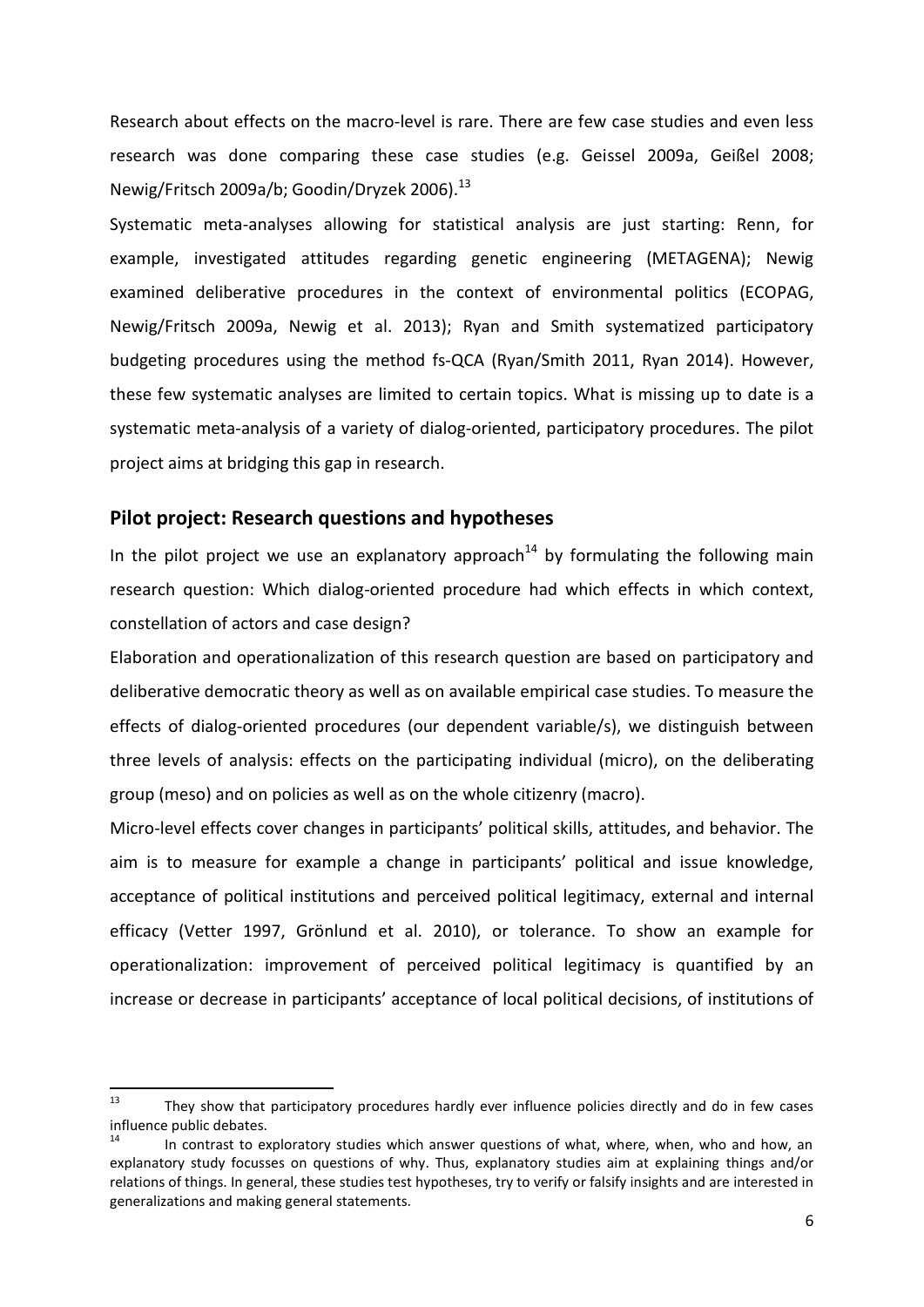Research about effects on the macro-level is rare. There are few case studies and even less research was done comparing these case studies (e.g. Geissel 2009a, Geißel 2008; Newig/Fritsch 2009a/b; Goodin/Dryzek 2006).[13]

Systematic meta-analyses allowing for statistical analysis are just starting: Renn, for example, investigated attitudes regarding genetic engineering (METAGENA); Newig examined deliberative procedures in the context of environmental politics (ECOPAG, Newig/Fritsch 2009a, Newig et al. 2013); Ryan and Smith systematized participatory budgeting procedures using the method fs-QCA (Ryan/Smith 2011, Ryan 2014). However, these few systematic analyses are limited to certain topics. What is missing up to date is a systematic meta-analysis of a variety of dialog-oriented, participatory procedures. The pilot project aims at bridging this gap in research.

## Pilot project: Research questions and hypotheses

In the pilot project we use an explanatory approach[14] by formulating the following main research question: Which dialog-oriented procedure had which effects in which context, constellation of actors and case design?

Elaboration and operationalization of this research question are based on participatory and deliberative democratic theory as well as on available empirical case studies. To measure the effects of dialog-oriented procedures (our dependent variable/s), we distinguish between three levels of analysis: effects on the participating individual (micro), on the deliberating group (meso) and on policies as well as on the whole citizenry (macro).

Micro-level effects cover changes in participants' political skills, attitudes, and behavior. The aim is to measure for example a change in participants' political and issue knowledge, acceptance of political institutions and perceived political legitimacy, external and internal efficacy (Vetter 1997, Grönlund et al. 2010), or tolerance. To show an example for operationalization: improvement of perceived political legitimacy is quantified by an increase or decrease in participants' acceptance of local political decisions, of institutions of

---

[13] They show that participatory procedures hardly ever influence policies directly and do in few cases influence public debates.

[14] In contrast to exploratory studies which answer questions of what, where, when, who and how, an explanatory study focusses on questions of why. Thus, explanatory studies aim at explaining things and/or relations of things. In general, these studies test hypotheses, try to verify or falsify insights and are interested in generalizations and making general statements.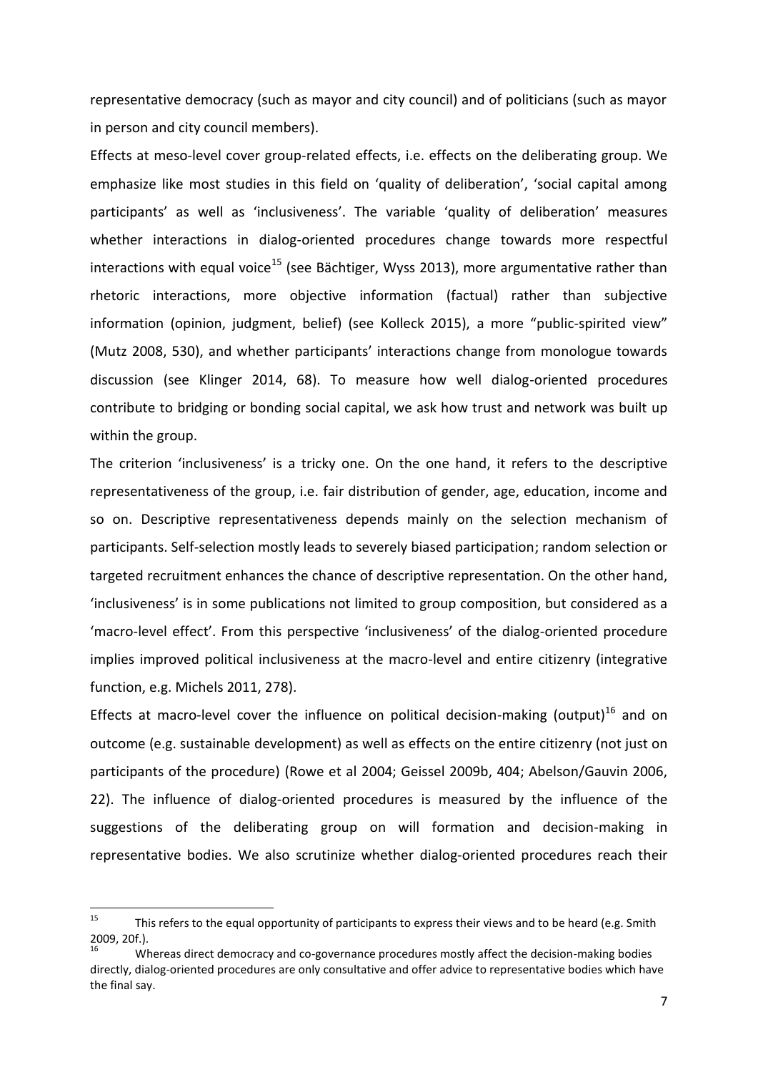representative democracy (such as mayor and city council) and of politicians (such as mayor in person and city council members).

Effects at meso-level cover group-related effects, i.e. effects on the deliberating group. We emphasize like most studies in this field on 'quality of deliberation', 'social capital among participants' as well as 'inclusiveness'. The variable 'quality of deliberation' measures whether interactions in dialog-oriented procedures change towards more respectful interactions with equal voice[15] (see Bächtiger, Wyss 2013), more argumentative rather than rhetoric interactions, more objective information (factual) rather than subjective information (opinion, judgment, belief) (see Kolleck 2015), a more "public-spirited view" (Mutz 2008, 530), and whether participants' interactions change from monologue towards discussion (see Klinger 2014, 68). To measure how well dialog-oriented procedures contribute to bridging or bonding social capital, we ask how trust and network was built up within the group.

The criterion 'inclusiveness' is a tricky one. On the one hand, it refers to the descriptive representativeness of the group, i.e. fair distribution of gender, age, education, income and so on. Descriptive representativeness depends mainly on the selection mechanism of participants. Self-selection mostly leads to severely biased participation; random selection or targeted recruitment enhances the chance of descriptive representation. On the other hand, 'inclusiveness' is in some publications not limited to group composition, but considered as a 'macro-level effect'. From this perspective 'inclusiveness' of the dialog-oriented procedure implies improved political inclusiveness at the macro-level and entire citizenry (integrative function, e.g. Michels 2011, 278).

Effects at macro-level cover the influence on political decision-making (output)[16] and on outcome (e.g. sustainable development) as well as effects on the entire citizenry (not just on participants of the procedure) (Rowe et al 2004; Geissel 2009b, 404; Abelson/Gauvin 2006, 22). The influence of dialog-oriented procedures is measured by the influence of the suggestions of the deliberating group on will formation and decision-making in representative bodies. We also scrutinize whether dialog-oriented procedures reach their

---

[15] This refers to the equal opportunity of participants to express their views and to be heard (e.g. Smith 2009, 20f.).

[16] Whereas direct democracy and co-governance procedures mostly affect the decision-making bodies directly, dialog-oriented procedures are only consultative and offer advice to representative bodies which have the final say.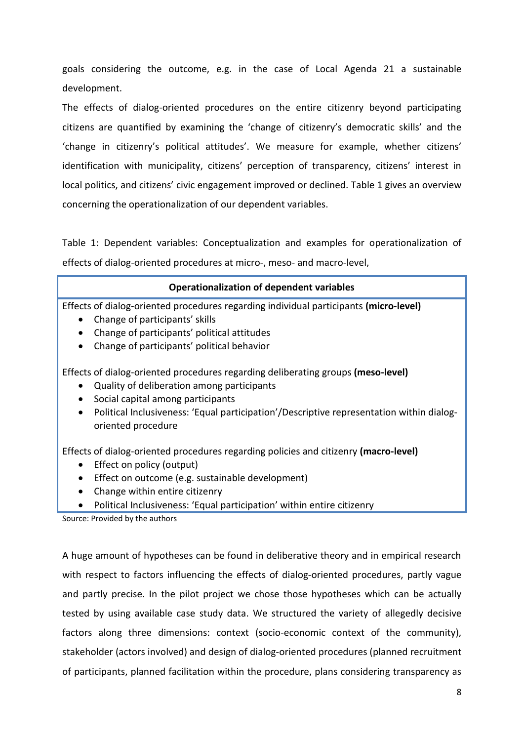goals considering the outcome, e.g. in the case of Local Agenda 21 a sustainable development.

The effects of dialog-oriented procedures on the entire citizenry beyond participating citizens are quantified by examining the 'change of citizenry's democratic skills' and the 'change in citizenry's political attitudes'. We measure for example, whether citizens' identification with municipality, citizens' perception of transparency, citizens' interest in local politics, and citizens' civic engagement improved or declined. Table 1 gives an overview concerning the operationalization of our dependent variables.

Table 1: Dependent variables: Conceptualization and examples for operationalization of effects of dialog-oriented procedures at micro-, meso- and macro-level,

| **Operationalization of dependent variables** |
|---|
| Effects of dialog-oriented procedures regarding individual participants **(micro-level)**<br>• Change of participants' skills<br>• Change of participants' political attitudes<br>• Change of participants' political behavior<br><br>Effects of dialog-oriented procedures regarding deliberating groups **(meso-level)**<br>• Quality of deliberation among participants<br>• Social capital among participants<br>• Political Inclusiveness: 'Equal participation'/Descriptive representation within dialog-oriented procedure<br><br>Effects of dialog-oriented procedures regarding policies and citizenry **(macro-level)**<br>• Effect on policy (output)<br>• Effect on outcome (e.g. sustainable development)<br>• Change within entire citizenry<br>• Political Inclusiveness: 'Equal participation' within entire citizenry |

Source: Provided by the authors

A huge amount of hypotheses can be found in deliberative theory and in empirical research with respect to factors influencing the effects of dialog-oriented procedures, partly vague and partly precise. In the pilot project we chose those hypotheses which can be actually tested by using available case study data. We structured the variety of allegedly decisive factors along three dimensions: context (socio-economic context of the community), stakeholder (actors involved) and design of dialog-oriented procedures (planned recruitment of participants, planned facilitation within the procedure, plans considering transparency as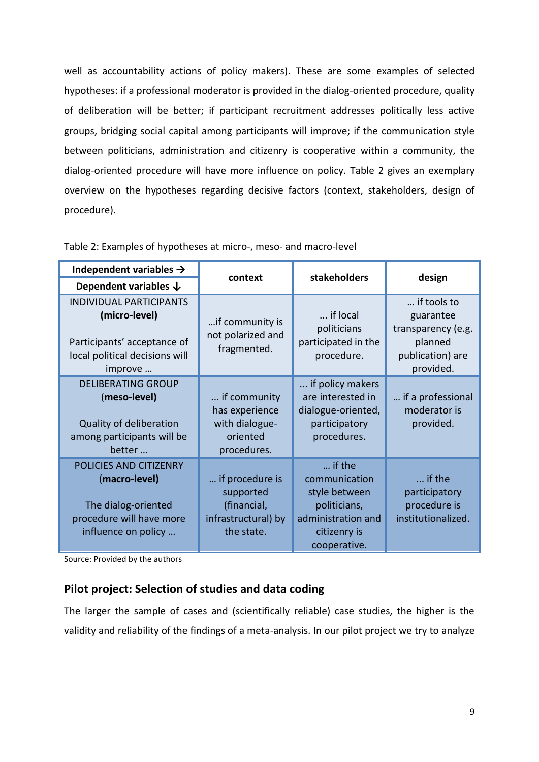well as accountability actions of policy makers). These are some examples of selected hypotheses: if a professional moderator is provided in the dialog-oriented procedure, quality of deliberation will be better; if participant recruitment addresses politically less active groups, bridging social capital among participants will improve; if the communication style between politicians, administration and citizenry is cooperative within a community, the dialog-oriented procedure will have more influence on policy. Table 2 gives an exemplary overview on the hypotheses regarding decisive factors (context, stakeholders, design of procedure).

Table 2: Examples of hypotheses at micro-, meso- and macro-level

| **Independent variables →** <br> **Dependent variables ↓** | **context** | **stakeholders** | **design** |
|---|---|---|---|
| INDIVIDUAL PARTICIPANTS **(micro-level)** <br><br> Participants' acceptance of local political decisions will improve … | …if community is not polarized and fragmented. | … if local politicians participated in the procedure. | … if tools to guarantee transparency (e.g. planned publication) are provided. |
| DELIBERATING GROUP (**meso-level)** <br><br> Quality of deliberation among participants will be better … | … if community has experience with dialogue-oriented procedures. | … if policy makers are interested in dialogue-oriented, participatory procedures. | … if a professional moderator is provided. |
| POLICIES AND CITIZENRY (**macro-level)** <br><br> The dialog-oriented procedure will have more influence on policy … | … if procedure is supported (financial, infrastructural) by the state. | … if the communication style between politicians, administration and citizenry is cooperative. | … if the participatory procedure is institutionalized. |

Source: Provided by the authors

## Pilot project: Selection of studies and data coding

The larger the sample of cases and (scientifically reliable) case studies, the higher is the validity and reliability of the findings of a meta-analysis. In our pilot project we try to analyze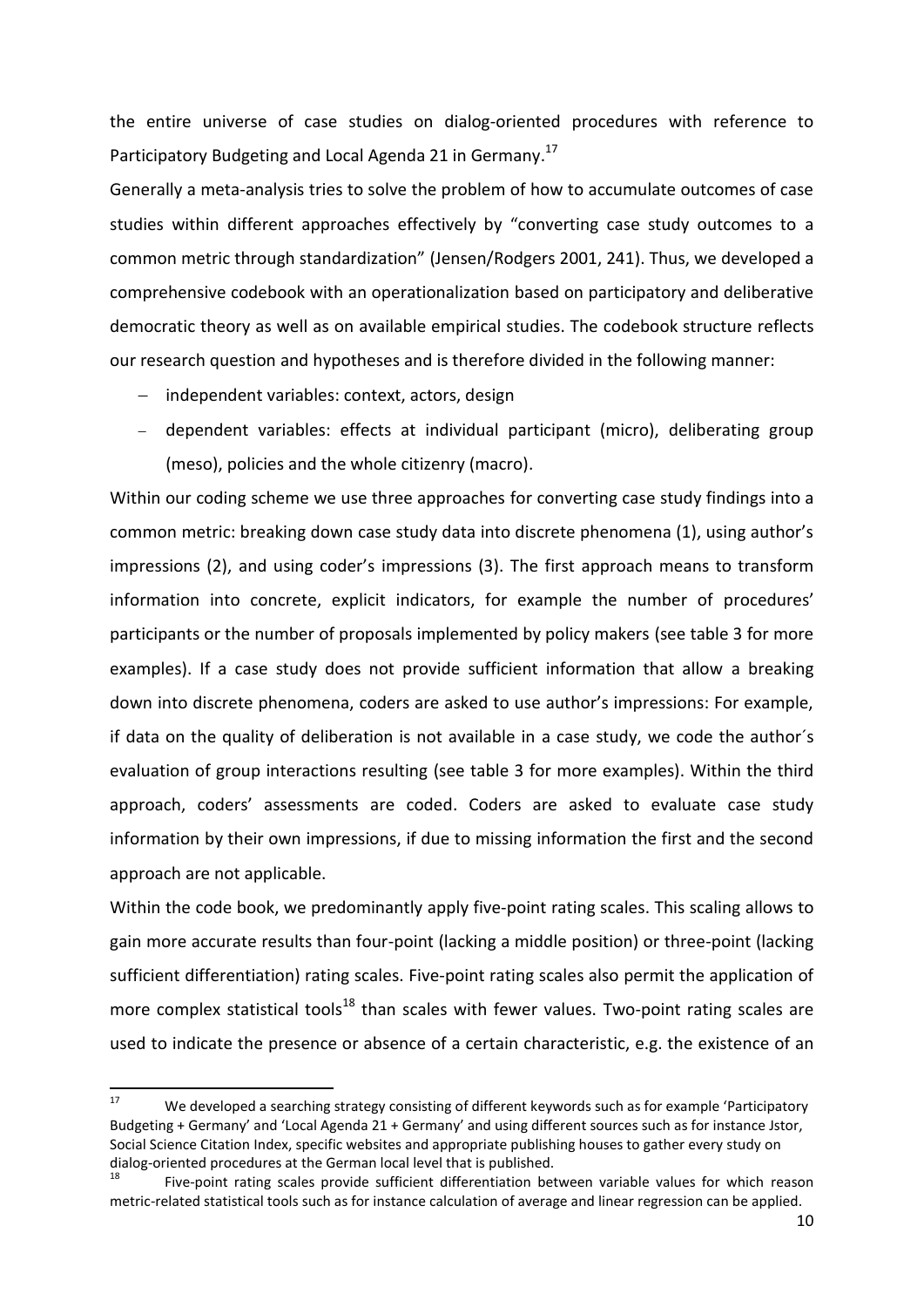the entire universe of case studies on dialog-oriented procedures with reference to Participatory Budgeting and Local Agenda 21 in Germany.[17]

Generally a meta-analysis tries to solve the problem of how to accumulate outcomes of case studies within different approaches effectively by "converting case study outcomes to a common metric through standardization" (Jensen/Rodgers 2001, 241). Thus, we developed a comprehensive codebook with an operationalization based on participatory and deliberative democratic theory as well as on available empirical studies. The codebook structure reflects our research question and hypotheses and is therefore divided in the following manner:

- independent variables: context, actors, design
- dependent variables: effects at individual participant (micro), deliberating group (meso), policies and the whole citizenry (macro).

Within our coding scheme we use three approaches for converting case study findings into a common metric: breaking down case study data into discrete phenomena (1), using author's impressions (2), and using coder's impressions (3). The first approach means to transform information into concrete, explicit indicators, for example the number of procedures' participants or the number of proposals implemented by policy makers (see table 3 for more examples). If a case study does not provide sufficient information that allow a breaking down into discrete phenomena, coders are asked to use author's impressions: For example, if data on the quality of deliberation is not available in a case study, we code the author´s evaluation of group interactions resulting (see table 3 for more examples). Within the third approach, coders' assessments are coded. Coders are asked to evaluate case study information by their own impressions, if due to missing information the first and the second approach are not applicable.

Within the code book, we predominantly apply five-point rating scales. This scaling allows to gain more accurate results than four-point (lacking a middle position) or three-point (lacking sufficient differentiation) rating scales. Five-point rating scales also permit the application of more complex statistical tools[18] than scales with fewer values. Two-point rating scales are used to indicate the presence or absence of a certain characteristic, e.g. the existence of an

---

[17] We developed a searching strategy consisting of different keywords such as for example 'Participatory Budgeting + Germany' and 'Local Agenda 21 + Germany' and using different sources such as for instance Jstor, Social Science Citation Index, specific websites and appropriate publishing houses to gather every study on dialog-oriented procedures at the German local level that is published.

[18] Five-point rating scales provide sufficient differentiation between variable values for which reason metric-related statistical tools such as for instance calculation of average and linear regression can be applied.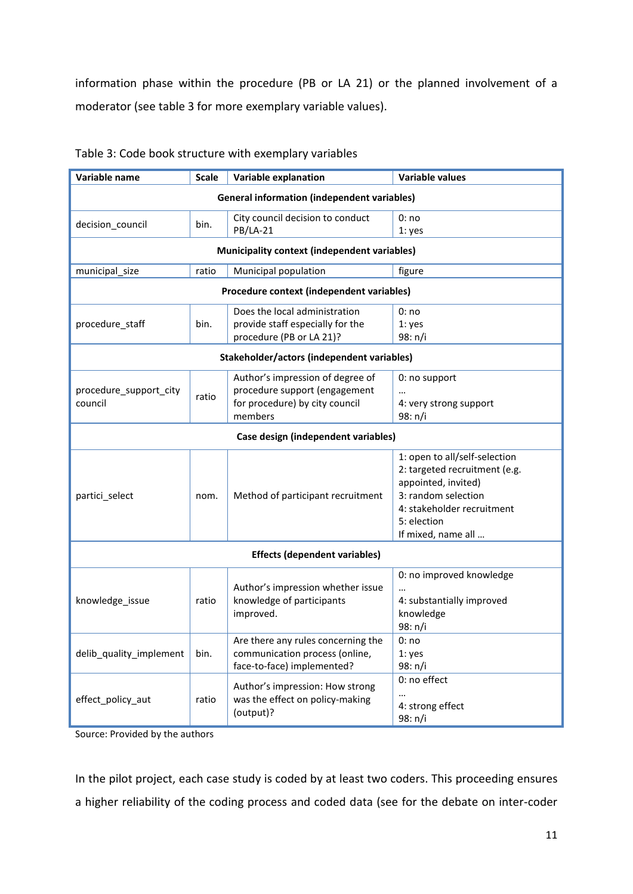information phase within the procedure (PB or LA 21) or the planned involvement of a moderator (see table 3 for more exemplary variable values).

Table 3: Code book structure with exemplary variables

| Variable name | Scale | Variable explanation | Variable values |
|---|---|---|---|
| **General information (independent variables)** | | | |
| decision_council | bin. | City council decision to conduct PB/LA-21 | 0: no<br>1: yes |
| **Municipality context (independent variables)** | | | |
| municipal_size | ratio | Municipal population | figure |
| **Procedure context (independent variables)** | | | |
| procedure_staff | bin. | Does the local administration provide staff especially for the procedure (PB or LA 21)? | 0: no<br>1: yes<br>98: n/i |
| **Stakeholder/actors (independent variables)** | | | |
| procedure_support_city council | ratio | Author's impression of degree of procedure support (engagement for procedure) by city council members | 0: no support<br>…<br>4: very strong support<br>98: n/i |
| **Case design (independent variables)** | | | |
| partici_select | nom. | Method of participant recruitment | 1: open to all/self-selection<br>2: targeted recruitment (e.g. appointed, invited)<br>3: random selection<br>4: stakeholder recruitment<br>5: election<br>If mixed, name all … |
| **Effects (dependent variables)** | | | |
| knowledge_issue | ratio | Author's impression whether issue knowledge of participants improved. | 0: no improved knowledge<br>…<br>4: substantially improved knowledge<br>98: n/i |
| delib_quality_implement | bin. | Are there any rules concerning the communication process (online, face-to-face) implemented? | 0: no<br>1: yes<br>98: n/i |
| effect_policy_aut | ratio | Author's impression: How strong was the effect on policy-making (output)? | 0: no effect<br>…<br>4: strong effect<br>98: n/i |

Source: Provided by the authors

In the pilot project, each case study is coded by at least two coders. This proceeding ensures a higher reliability of the coding process and coded data (see for the debate on inter-coder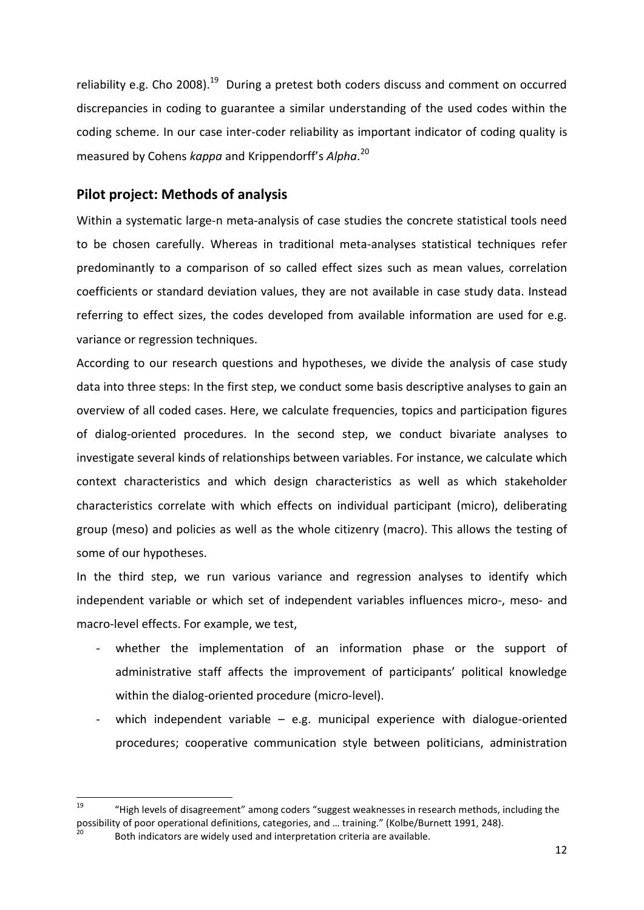reliability e.g. Cho 2008).[19] During a pretest both coders discuss and comment on occurred discrepancies in coding to guarantee a similar understanding of the used codes within the coding scheme. In our case inter-coder reliability as important indicator of coding quality is measured by Cohens *kappa* and Krippendorff's *Alpha*.[20]

## Pilot project: Methods of analysis

Within a systematic large-n meta-analysis of case studies the concrete statistical tools need to be chosen carefully. Whereas in traditional meta-analyses statistical techniques refer predominantly to a comparison of so called effect sizes such as mean values, correlation coefficients or standard deviation values, they are not available in case study data. Instead referring to effect sizes, the codes developed from available information are used for e.g. variance or regression techniques.

According to our research questions and hypotheses, we divide the analysis of case study data into three steps: In the first step, we conduct some basis descriptive analyses to gain an overview of all coded cases. Here, we calculate frequencies, topics and participation figures of dialog-oriented procedures. In the second step, we conduct bivariate analyses to investigate several kinds of relationships between variables. For instance, we calculate which context characteristics and which design characteristics as well as which stakeholder characteristics correlate with which effects on individual participant (micro), deliberating group (meso) and policies as well as the whole citizenry (macro). This allows the testing of some of our hypotheses.

In the third step, we run various variance and regression analyses to identify which independent variable or which set of independent variables influences micro-, meso- and macro-level effects. For example, we test,

- whether the implementation of an information phase or the support of administrative staff affects the improvement of participants' political knowledge within the dialog-oriented procedure (micro-level).
- which independent variable – e.g. municipal experience with dialogue-oriented procedures; cooperative communication style between politicians, administration

---

[19] "High levels of disagreement" among coders "suggest weaknesses in research methods, including the possibility of poor operational definitions, categories, and … training." (Kolbe/Burnett 1991, 248).

[20] Both indicators are widely used and interpretation criteria are available.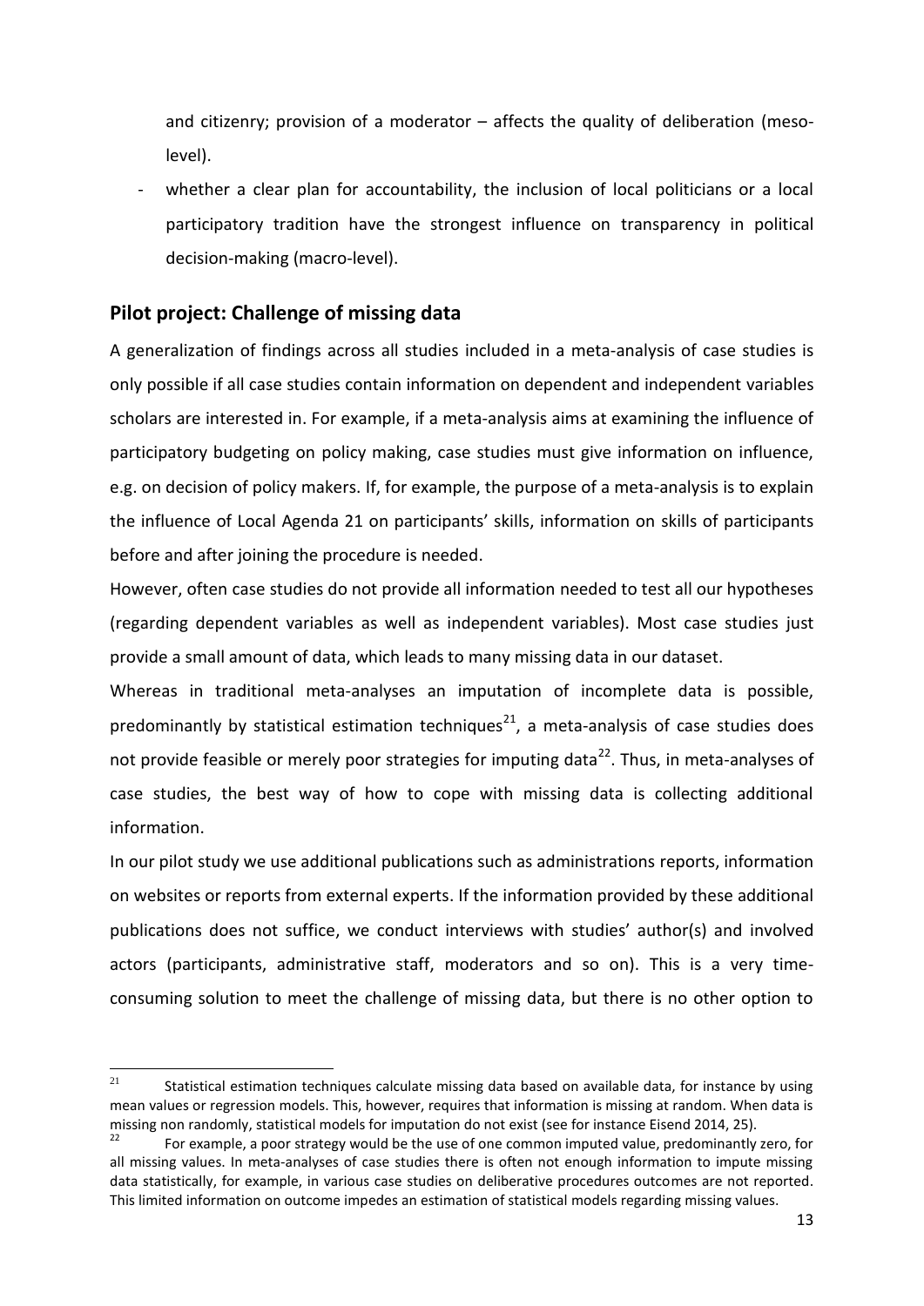and citizenry; provision of a moderator – affects the quality of deliberation (meso-level).

- whether a clear plan for accountability, the inclusion of local politicians or a local participatory tradition have the strongest influence on transparency in political decision-making (macro-level).

## Pilot project: Challenge of missing data

A generalization of findings across all studies included in a meta-analysis of case studies is only possible if all case studies contain information on dependent and independent variables scholars are interested in. For example, if a meta-analysis aims at examining the influence of participatory budgeting on policy making, case studies must give information on influence, e.g. on decision of policy makers. If, for example, the purpose of a meta-analysis is to explain the influence of Local Agenda 21 on participants' skills, information on skills of participants before and after joining the procedure is needed.

However, often case studies do not provide all information needed to test all our hypotheses (regarding dependent variables as well as independent variables). Most case studies just provide a small amount of data, which leads to many missing data in our dataset.

Whereas in traditional meta-analyses an imputation of incomplete data is possible, predominantly by statistical estimation techniques[21], a meta-analysis of case studies does not provide feasible or merely poor strategies for imputing data[22]. Thus, in meta-analyses of case studies, the best way of how to cope with missing data is collecting additional information.

In our pilot study we use additional publications such as administrations reports, information on websites or reports from external experts. If the information provided by these additional publications does not suffice, we conduct interviews with studies' author(s) and involved actors (participants, administrative staff, moderators and so on). This is a very time-consuming solution to meet the challenge of missing data, but there is no other option to

---

[21] Statistical estimation techniques calculate missing data based on available data, for instance by using mean values or regression models. This, however, requires that information is missing at random. When data is missing non randomly, statistical models for imputation do not exist (see for instance Eisend 2014, 25).

[22] For example, a poor strategy would be the use of one common imputed value, predominantly zero, for all missing values. In meta-analyses of case studies there is often not enough information to impute missing data statistically, for example, in various case studies on deliberative procedures outcomes are not reported. This limited information on outcome impedes an estimation of statistical models regarding missing values.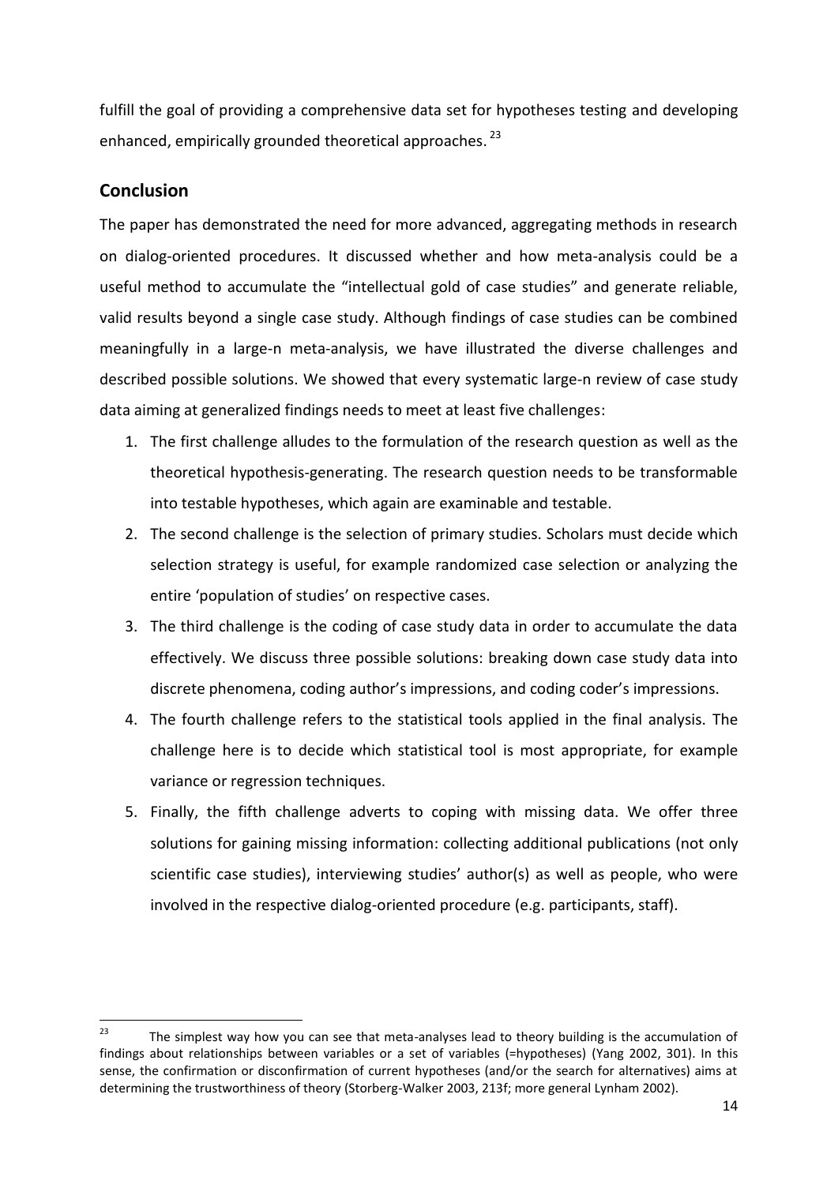fulfill the goal of providing a comprehensive data set for hypotheses testing and developing enhanced, empirically grounded theoretical approaches. [23]

## Conclusion

The paper has demonstrated the need for more advanced, aggregating methods in research on dialog-oriented procedures. It discussed whether and how meta-analysis could be a useful method to accumulate the "intellectual gold of case studies" and generate reliable, valid results beyond a single case study. Although findings of case studies can be combined meaningfully in a large-n meta-analysis, we have illustrated the diverse challenges and described possible solutions. We showed that every systematic large-n review of case study data aiming at generalized findings needs to meet at least five challenges:

1. The first challenge alludes to the formulation of the research question as well as the theoretical hypothesis-generating. The research question needs to be transformable into testable hypotheses, which again are examinable and testable.
2. The second challenge is the selection of primary studies. Scholars must decide which selection strategy is useful, for example randomized case selection or analyzing the entire 'population of studies' on respective cases.
3. The third challenge is the coding of case study data in order to accumulate the data effectively. We discuss three possible solutions: breaking down case study data into discrete phenomena, coding author's impressions, and coding coder's impressions.
4. The fourth challenge refers to the statistical tools applied in the final analysis. The challenge here is to decide which statistical tool is most appropriate, for example variance or regression techniques.
5. Finally, the fifth challenge adverts to coping with missing data. We offer three solutions for gaining missing information: collecting additional publications (not only scientific case studies), interviewing studies' author(s) as well as people, who were involved in the respective dialog-oriented procedure (e.g. participants, staff).

---

[23] The simplest way how you can see that meta-analyses lead to theory building is the accumulation of findings about relationships between variables or a set of variables (=hypotheses) (Yang 2002, 301). In this sense, the confirmation or disconfirmation of current hypotheses (and/or the search for alternatives) aims at determining the trustworthiness of theory (Storberg-Walker 2003, 213f; more general Lynham 2002).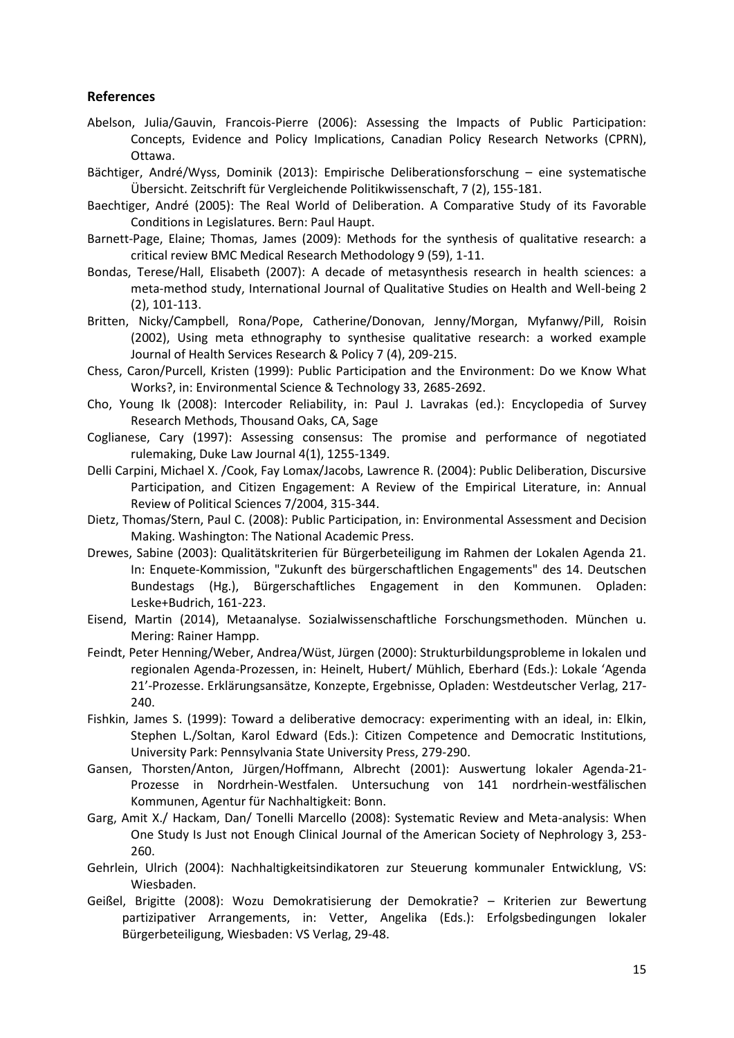## References

Abelson, Julia/Gauvin, Francois-Pierre (2006): Assessing the Impacts of Public Participation: Concepts, Evidence and Policy Implications, Canadian Policy Research Networks (CPRN), Ottawa.

Bächtiger, André/Wyss, Dominik (2013): Empirische Deliberationsforschung – eine systematische Übersicht. Zeitschrift für Vergleichende Politikwissenschaft, 7 (2), 155-181.

Baechtiger, André (2005): The Real World of Deliberation. A Comparative Study of its Favorable Conditions in Legislatures. Bern: Paul Haupt.

Barnett-Page, Elaine; Thomas, James (2009): Methods for the synthesis of qualitative research: a critical review BMC Medical Research Methodology 9 (59), 1-11.

Bondas, Terese/Hall, Elisabeth (2007): A decade of metasynthesis research in health sciences: a meta-method study, International Journal of Qualitative Studies on Health and Well-being 2 (2), 101-113.

Britten, Nicky/Campbell, Rona/Pope, Catherine/Donovan, Jenny/Morgan, Myfanwy/Pill, Roisin (2002), Using meta ethnography to synthesise qualitative research: a worked example Journal of Health Services Research & Policy 7 (4), 209-215.

Chess, Caron/Purcell, Kristen (1999): Public Participation and the Environment: Do we Know What Works?, in: Environmental Science & Technology 33, 2685-2692.

Cho, Young Ik (2008): Intercoder Reliability, in: Paul J. Lavrakas (ed.): Encyclopedia of Survey Research Methods, Thousand Oaks, CA, Sage

Coglianese, Cary (1997): Assessing consensus: The promise and performance of negotiated rulemaking, Duke Law Journal 4(1), 1255-1349.

Delli Carpini, Michael X. /Cook, Fay Lomax/Jacobs, Lawrence R. (2004): Public Deliberation, Discursive Participation, and Citizen Engagement: A Review of the Empirical Literature, in: Annual Review of Political Sciences 7/2004, 315-344.

Dietz, Thomas/Stern, Paul C. (2008): Public Participation, in: Environmental Assessment and Decision Making. Washington: The National Academic Press.

Drewes, Sabine (2003): Qualitätskriterien für Bürgerbeteiligung im Rahmen der Lokalen Agenda 21. In: Enquete-Kommission, "Zukunft des bürgerschaftlichen Engagements" des 14. Deutschen Bundestags (Hg.), Bürgerschaftliches Engagement in den Kommunen. Opladen: Leske+Budrich, 161-223.

Eisend, Martin (2014), Metaanalyse. Sozialwissenschaftliche Forschungsmethoden. München u. Mering: Rainer Hampp.

Feindt, Peter Henning/Weber, Andrea/Wüst, Jürgen (2000): Strukturbildungsprobleme in lokalen und regionalen Agenda-Prozessen, in: Heinelt, Hubert/ Mühlich, Eberhard (Eds.): Lokale 'Agenda 21'-Prozesse. Erklärungsansätze, Konzepte, Ergebnisse, Opladen: Westdeutscher Verlag, 217-240.

Fishkin, James S. (1999): Toward a deliberative democracy: experimenting with an ideal, in: Elkin, Stephen L./Soltan, Karol Edward (Eds.): Citizen Competence and Democratic Institutions, University Park: Pennsylvania State University Press, 279-290.

Gansen, Thorsten/Anton, Jürgen/Hoffmann, Albrecht (2001): Auswertung lokaler Agenda-21-Prozesse in Nordrhein-Westfalen. Untersuchung von 141 nordrhein-westfälischen Kommunen, Agentur für Nachhaltigkeit: Bonn.

Garg, Amit X./ Hackam, Dan/ Tonelli Marcello (2008): Systematic Review and Meta-analysis: When One Study Is Just not Enough Clinical Journal of the American Society of Nephrology 3, 253-260.

Gehrlein, Ulrich (2004): Nachhaltigkeitsindikatoren zur Steuerung kommunaler Entwicklung, VS: Wiesbaden.

Geißel, Brigitte (2008): Wozu Demokratisierung der Demokratie? – Kriterien zur Bewertung partizipativer Arrangements, in: Vetter, Angelika (Eds.): Erfolgsbedingungen lokaler Bürgerbeteiligung, Wiesbaden: VS Verlag, 29-48.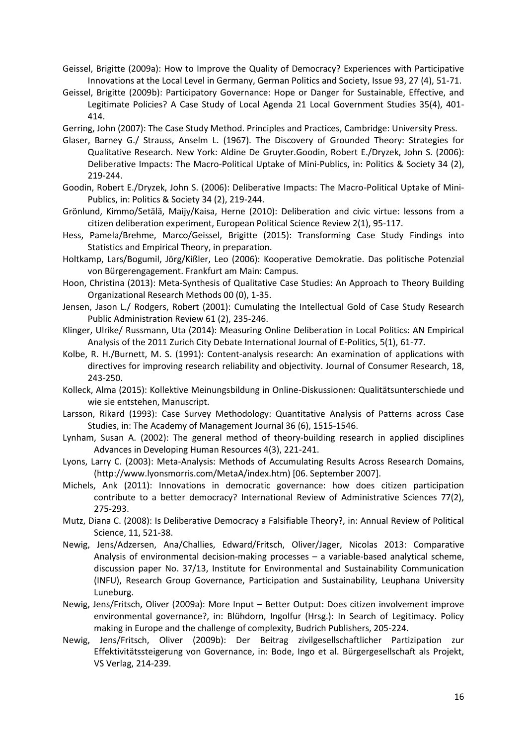Geissel, Brigitte (2009a): How to Improve the Quality of Democracy? Experiences with Participative Innovations at the Local Level in Germany, German Politics and Society, Issue 93, 27 (4), 51-71.

Geissel, Brigitte (2009b): Participatory Governance: Hope or Danger for Sustainable, Effective, and Legitimate Policies? A Case Study of Local Agenda 21 Local Government Studies 35(4), 401-414.

Gerring, John (2007): The Case Study Method. Principles and Practices, Cambridge: University Press.

Glaser, Barney G./ Strauss, Anselm L. (1967). The Discovery of Grounded Theory: Strategies for Qualitative Research. New York: Aldine De Gruyter.Goodin, Robert E./Dryzek, John S. (2006): Deliberative Impacts: The Macro-Political Uptake of Mini-Publics, in: Politics & Society 34 (2), 219-244.

Goodin, Robert E./Dryzek, John S. (2006): Deliberative Impacts: The Macro-Political Uptake of Mini-Publics, in: Politics & Society 34 (2), 219-244.

Grönlund, Kimmo/Setälä, Maijy/Kaisa, Herne (2010): Deliberation and civic virtue: lessons from a citizen deliberation experiment, European Political Science Review 2(1), 95-117.

Hess, Pamela/Brehme, Marco/Geissel, Brigitte (2015): Transforming Case Study Findings into Statistics and Empirical Theory, in preparation.

Holtkamp, Lars/Bogumil, Jörg/Kißler, Leo (2006): Kooperative Demokratie. Das politische Potenzial von Bürgerengagement. Frankfurt am Main: Campus.

Hoon, Christina (2013): Meta-Synthesis of Qualitative Case Studies: An Approach to Theory Building Organizational Research Methods 00 (0), 1-35.

Jensen, Jason L./ Rodgers, Robert (2001): Cumulating the Intellectual Gold of Case Study Research Public Administration Review 61 (2), 235-246.

Klinger, Ulrike/ Russmann, Uta (2014): Measuring Online Deliberation in Local Politics: AN Empirical Analysis of the 2011 Zurich City Debate International Journal of E-Politics, 5(1), 61-77.

Kolbe, R. H./Burnett, M. S. (1991): Content-analysis research: An examination of applications with directives for improving research reliability and objectivity. Journal of Consumer Research, 18, 243-250.

Kolleck, Alma (2015): Kollektive Meinungsbildung in Online-Diskussionen: Qualitätsunterschiede und wie sie entstehen, Manuscript.

Larsson, Rikard (1993): Case Survey Methodology: Quantitative Analysis of Patterns across Case Studies, in: The Academy of Management Journal 36 (6), 1515-1546.

Lynham, Susan A. (2002): The general method of theory-building research in applied disciplines Advances in Developing Human Resources 4(3), 221-241.

Lyons, Larry C. (2003): Meta-Analysis: Methods of Accumulating Results Across Research Domains, (http://www.lyonsmorris.com/MetaA/index.htm) [06. September 2007].

Michels, Ank (2011): Innovations in democratic governance: how does citizen participation contribute to a better democracy? International Review of Administrative Sciences 77(2), 275-293.

Mutz, Diana C. (2008): Is Deliberative Democracy a Falsifiable Theory?, in: Annual Review of Political Science, 11, 521-38.

Newig, Jens/Adzersen, Ana/Challies, Edward/Fritsch, Oliver/Jager, Nicolas 2013: Comparative Analysis of environmental decision-making processes – a variable-based analytical scheme, discussion paper No. 37/13, Institute for Environmental and Sustainability Communication (INFU), Research Group Governance, Participation and Sustainability, Leuphana University Luneburg.

Newig, Jens/Fritsch, Oliver (2009a): More Input – Better Output: Does citizen involvement improve environmental governance?, in: Blühdorn, Ingolfur (Hrsg.): In Search of Legitimacy. Policy making in Europe and the challenge of complexity, Budrich Publishers, 205-224.

Newig, Jens/Fritsch, Oliver (2009b): Der Beitrag zivilgesellschaftlicher Partizipation zur Effektivitätssteigerung von Governance, in: Bode, Ingo et al. Bürgergesellschaft als Projekt, VS Verlag, 214-239.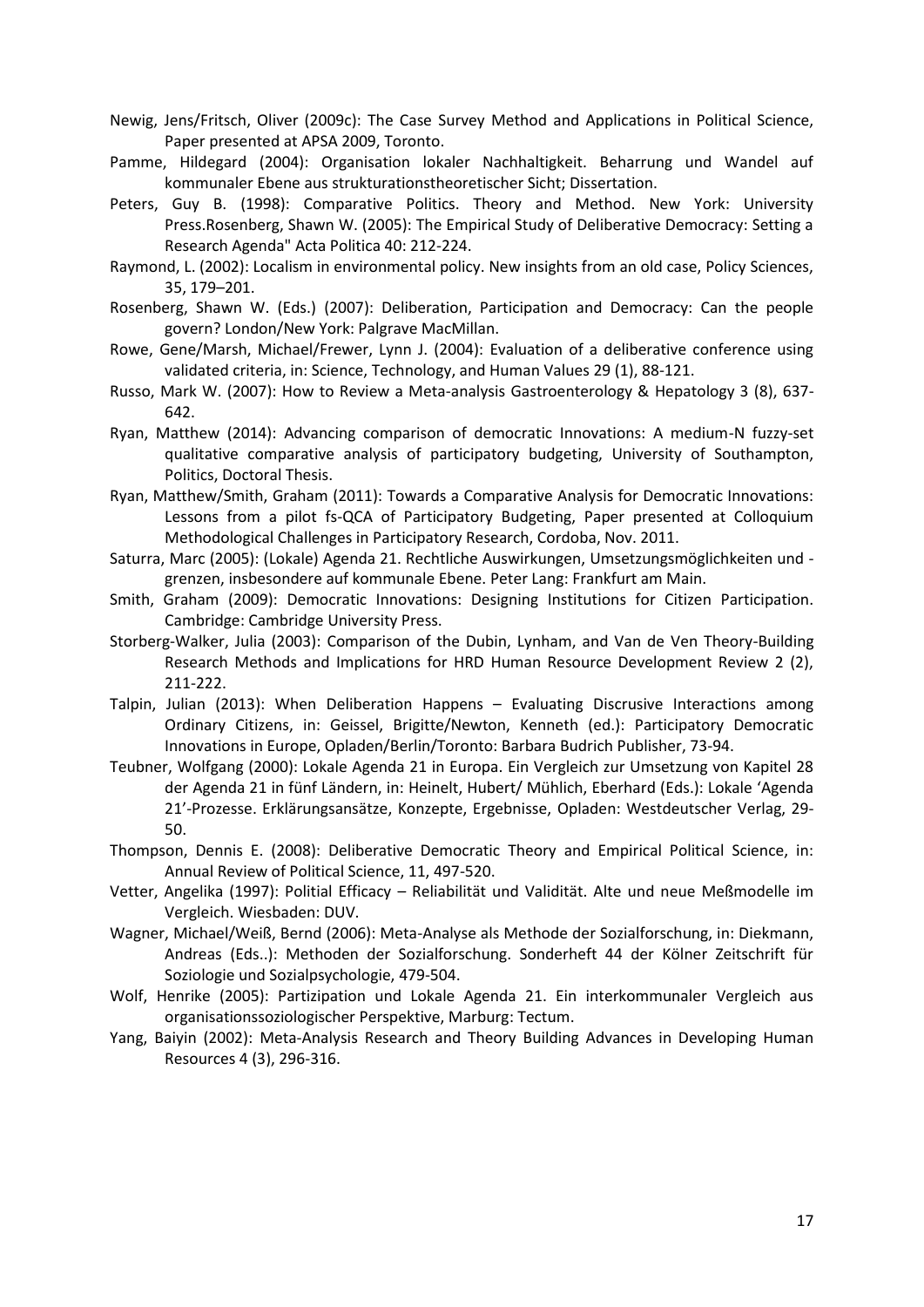Newig, Jens/Fritsch, Oliver (2009c): The Case Survey Method and Applications in Political Science, Paper presented at APSA 2009, Toronto.

Pamme, Hildegard (2004): Organisation lokaler Nachhaltigkeit. Beharrung und Wandel auf kommunaler Ebene aus strukturationstheoretischer Sicht; Dissertation.

Peters, Guy B. (1998): Comparative Politics. Theory and Method. New York: University Press.Rosenberg, Shawn W. (2005): The Empirical Study of Deliberative Democracy: Setting a Research Agenda" Acta Politica 40: 212-224.

Raymond, L. (2002): Localism in environmental policy. New insights from an old case, Policy Sciences, 35, 179–201.

Rosenberg, Shawn W. (Eds.) (2007): Deliberation, Participation and Democracy: Can the people govern? London/New York: Palgrave MacMillan.

Rowe, Gene/Marsh, Michael/Frewer, Lynn J. (2004): Evaluation of a deliberative conference using validated criteria, in: Science, Technology, and Human Values 29 (1), 88-121.

Russo, Mark W. (2007): How to Review a Meta-analysis Gastroenterology & Hepatology 3 (8), 637-642.

Ryan, Matthew (2014): Advancing comparison of democratic Innovations: A medium-N fuzzy-set qualitative comparative analysis of participatory budgeting, University of Southampton, Politics, Doctoral Thesis.

Ryan, Matthew/Smith, Graham (2011): Towards a Comparative Analysis for Democratic Innovations: Lessons from a pilot fs-QCA of Participatory Budgeting, Paper presented at Colloquium Methodological Challenges in Participatory Research, Cordoba, Nov. 2011.

Saturra, Marc (2005): (Lokale) Agenda 21. Rechtliche Auswirkungen, Umsetzungsmöglichkeiten und -grenzen, insbesondere auf kommunale Ebene. Peter Lang: Frankfurt am Main.

Smith, Graham (2009): Democratic Innovations: Designing Institutions for Citizen Participation. Cambridge: Cambridge University Press.

Storberg-Walker, Julia (2003): Comparison of the Dubin, Lynham, and Van de Ven Theory-Building Research Methods and Implications for HRD Human Resource Development Review 2 (2), 211-222.

Talpin, Julian (2013): When Deliberation Happens – Evaluating Discrusive Interactions among Ordinary Citizens, in: Geissel, Brigitte/Newton, Kenneth (ed.): Participatory Democratic Innovations in Europe, Opladen/Berlin/Toronto: Barbara Budrich Publisher, 73-94.

Teubner, Wolfgang (2000): Lokale Agenda 21 in Europa. Ein Vergleich zur Umsetzung von Kapitel 28 der Agenda 21 in fünf Ländern, in: Heinelt, Hubert/ Mühlich, Eberhard (Eds.): Lokale 'Agenda 21'-Prozesse. Erklärungsansätze, Konzepte, Ergebnisse, Opladen: Westdeutscher Verlag, 29-50.

Thompson, Dennis E. (2008): Deliberative Democratic Theory and Empirical Political Science, in: Annual Review of Political Science, 11, 497-520.

Vetter, Angelika (1997): Politial Efficacy – Reliabilität und Validität. Alte und neue Meßmodelle im Vergleich. Wiesbaden: DUV.

Wagner, Michael/Weiß, Bernd (2006): Meta-Analyse als Methode der Sozialforschung, in: Diekmann, Andreas (Eds..): Methoden der Sozialforschung. Sonderheft 44 der Kölner Zeitschrift für Soziologie und Sozialpsychologie, 479-504.

Wolf, Henrike (2005): Partizipation und Lokale Agenda 21. Ein interkommunaler Vergleich aus organisationssoziologischer Perspektive, Marburg: Tectum.

Yang, Baiyin (2002): Meta-Analysis Research and Theory Building Advances in Developing Human Resources 4 (3), 296-316.